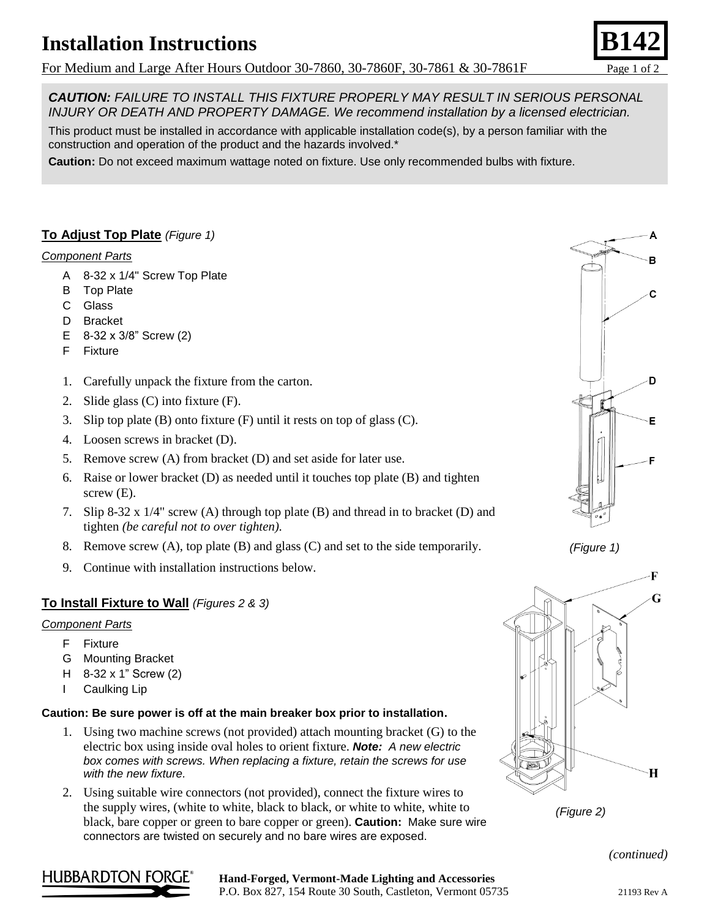# Installation Instructions

**B142**

For Medium and Large After Hours Outdoor 30-7860, 30-7860F, 30-7861 & 30-7861F

***CAUTION:*** *FAILURE TO INSTALL THIS FIXTURE PROPERLY MAY RESULT IN SERIOUS PERSONAL INJURY OR DEATH AND PROPERTY DAMAGE. We recommend installation by a licensed electrician.*

This product must be installed in accordance with applicable installation code(s), by a person familiar with the construction and operation of the product and the hazards involved.*

**Caution:** Do not exceed maximum wattage noted on fixture. Use only recommended bulbs with fixture.

## To Adjust Top Plate *(Figure 1)*

*Component Parts*

- A 8-32 x 1/4" Screw Top Plate
- B Top Plate
- C Glass
- D Bracket
- E 8-32 x 3/8" Screw (2)
- F Fixture

1. Carefully unpack the fixture from the carton.
2. Slide glass (C) into fixture (F).
3. Slip top plate (B) onto fixture (F) until it rests on top of glass (C).
4. Loosen screws in bracket (D).
5. Remove screw (A) from bracket (D) and set aside for later use.
6. Raise or lower bracket (D) as needed until it touches top plate (B) and tighten screw (E).
7. Slip 8-32 x 1/4" screw (A) through top plate (B) and thread in to bracket (D) and tighten *(be careful not to over tighten).*
8. Remove screw (A), top plate (B) and glass (C) and set to the side temporarily.
9. Continue with installation instructions below.

*(Figure 1)*

## To Install Fixture to Wall *(Figures 2 & 3)*

*Component Parts*

- F Fixture
- G Mounting Bracket
- H 8-32 x 1" Screw (2)
- I Caulking Lip

**Caution: Be sure power is off at the main breaker box prior to installation.**

1. Using two machine screws (not provided) attach mounting bracket (G) to the electric box using inside oval holes to orient fixture. ***Note:*** *A new electric box comes with screws. When replacing a fixture, retain the screws for use with the new fixture.*
2. Using suitable wire connectors (not provided), connect the fixture wires to the supply wires, (white to white, black to black, or white to white, white to black, bare copper or green to bare copper or green). **Caution:** Make sure wire connectors are twisted on securely and no bare wires are exposed.

*(Figure 2)*

*(continued)*

HUBBARDTON FORGE®

**Hand-Forged, Vermont-Made Lighting and Accessories**
P.O. Box 827, 154 Route 30 South, Castleton, Vermont 05735

21193 Rev A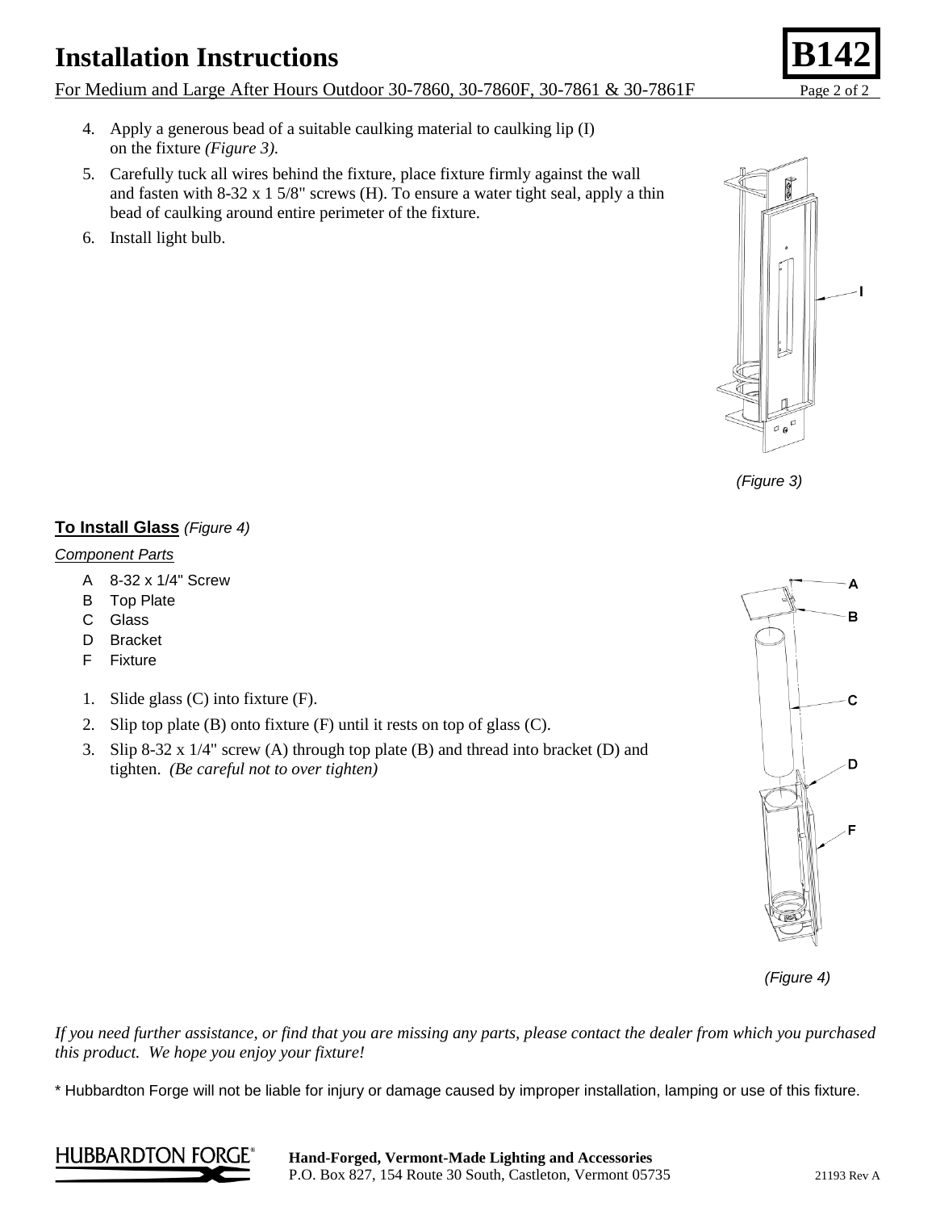# Installation Instructions

**B142**

For Medium and Large After Hours Outdoor 30-7860, 30-7860F, 30-7861 & 30-7861F

4. Apply a generous bead of a suitable caulking material to caulking lip (I) on the fixture *(Figure 3).*
5. Carefully tuck all wires behind the fixture, place fixture firmly against the wall and fasten with 8-32 x 1 5/8" screws (H). To ensure a water tight seal, apply a thin bead of caulking around entire perimeter of the fixture.
6. Install light bulb.

I

*(Figure 3)*

**To Install Glass** *(Figure 4)*

*Component Parts*

- A 8-32 x 1/4" Screw
- B Top Plate
- C Glass
- D Bracket
- F Fixture

1. Slide glass (C) into fixture (F).
2. Slip top plate (B) onto fixture (F) until it rests on top of glass (C).
3. Slip 8-32 x 1/4" screw (A) through top plate (B) and thread into bracket (D) and tighten. *(Be careful not to over tighten)*

A
B
C
D
F

*(Figure 4)*

*If you need further assistance, or find that you are missing any parts, please contact the dealer from which you purchased this product. We hope you enjoy your fixture!*

\* Hubbardton Forge will not be liable for injury or damage caused by improper installation, lamping or use of this fixture.

HUBBARDTON FORGE®

**Hand-Forged, Vermont-Made Lighting and Accessories**
P.O. Box 827, 154 Route 30 South, Castleton, Vermont 05735

21193 Rev A